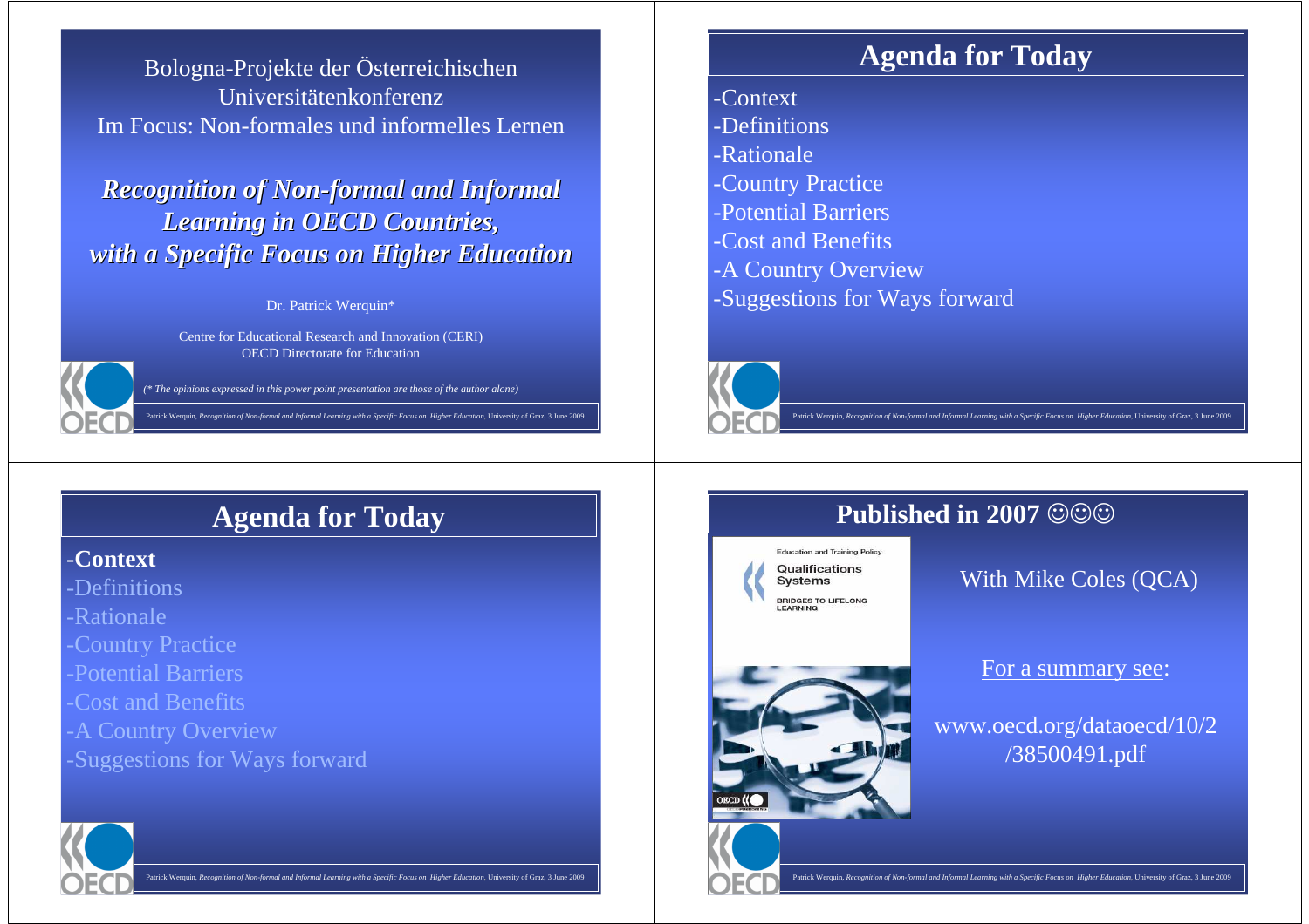Bologna-Projekte der Österreichischen Universitätenkonferenz
Im Focus: Non-formales und informelles Lernen

# *Recognition of Non-formal and Informal Learning in OECD Countries, with a Specific Focus on Higher Education*

Dr. Patrick Werquin*

Centre for Educational Research and Innovation (CERI)
OECD Directorate for Education

*(* The opinions expressed in this power point presentation are those of the author alone)*

## Agenda for Today

- -Context
- -Definitions
- -Rationale
- -Country Practice
- -Potential Barriers
- -Cost and Benefits
- -A Country Overview
- -Suggestions for Ways forward

## Agenda for Today

- **-Context**
- -Definitions
- -Rationale
- -Country Practice
- -Potential Barriers
- -Cost and Benefits
- -A Country Overview
- -Suggestions for Ways forward

## Published in 2007 ☺☺☺

Education and Training Policy
Qualifications Systems
BRIDGES TO LIFELONG LEARNING

With Mike Coles (QCA)

For a summary see:

www.oecd.org/dataoecd/10/2/38500491.pdf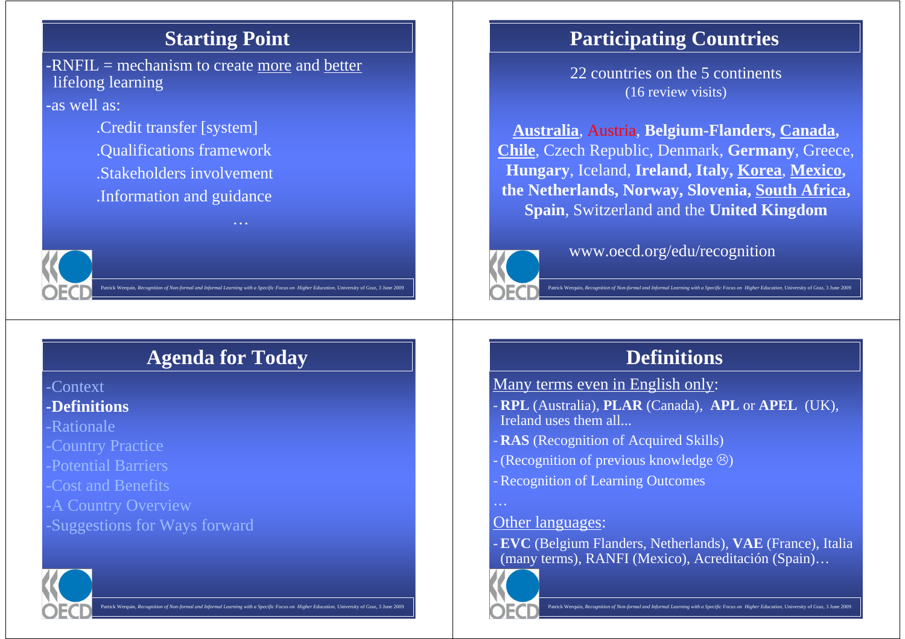## Starting Point

-RNFIL = mechanism to create more and better lifelong learning

-as well as:

.Credit transfer [system]

.Qualifications framework

.Stakeholders involvement

.Information and guidance

…

## Participating Countries

22 countries on the 5 continents
(16 review visits)

**Australia**, Austria, **Belgium-Flanders, Canada, Chile**, Czech Republic, Denmark, **Germany**, Greece, **Hungary**, Iceland, **Ireland, Italy, Korea**, **Mexico, the Netherlands, Norway, Slovenia, South Africa, Spain**, Switzerland and the **United Kingdom**

www.oecd.org/edu/recognition

## Agenda for Today

-Context

**-Definitions**

-Rationale

-Country Practice

-Potential Barriers

-Cost and Benefits

-A Country Overview

-Suggestions for Ways forward

## Definitions

Many terms even in English only:

- **RPL** (Australia), **PLAR** (Canada), **APL** or **APEL** (UK), Ireland uses them all...
- **RAS** (Recognition of Acquired Skills)
- (Recognition of previous knowledge ☹)
- Recognition of Learning Outcomes

…

Other languages:

- **EVC** (Belgium Flanders, Netherlands), **VAE** (France), Italia (many terms), RANFI (Mexico), Acreditación (Spain)…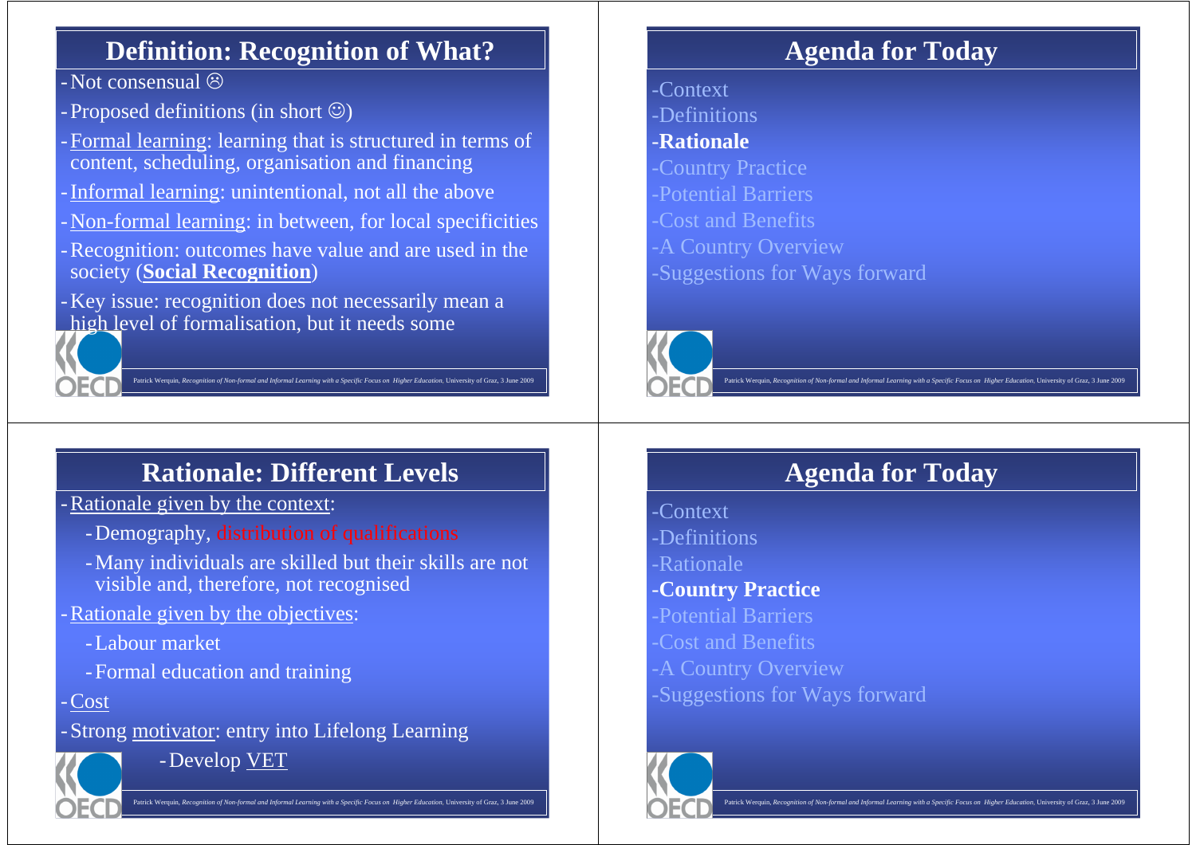## Definition: Recognition of What?

- Not consensual ☹
- Proposed definitions (in short ☺)
- Formal learning: learning that is structured in terms of content, scheduling, organisation and financing
- Informal learning: unintentional, not all the above
- Non-formal learning: in between, for local specificities
- Recognition: outcomes have value and are used in the society (**Social Recognition**)
- Key issue: recognition does not necessarily mean a high level of formalisation, but it needs some

## Agenda for Today

- Context
- Definitions
- **Rationale**
- Country Practice
- Potential Barriers
- Cost and Benefits
- A Country Overview
- Suggestions for Ways forward

## Rationale: Different Levels

- Rationale given by the context:
  - Demography, distribution of qualifications
  - Many individuals are skilled but their skills are not visible and, therefore, not recognised
- Rationale given by the objectives:
  - Labour market
  - Formal education and training
- Cost
- Strong motivator: entry into Lifelong Learning
  - Develop VET

## Agenda for Today

- Context
- Definitions
- Rationale
- **Country Practice**
- Potential Barriers
- Cost and Benefits
- A Country Overview
- Suggestions for Ways forward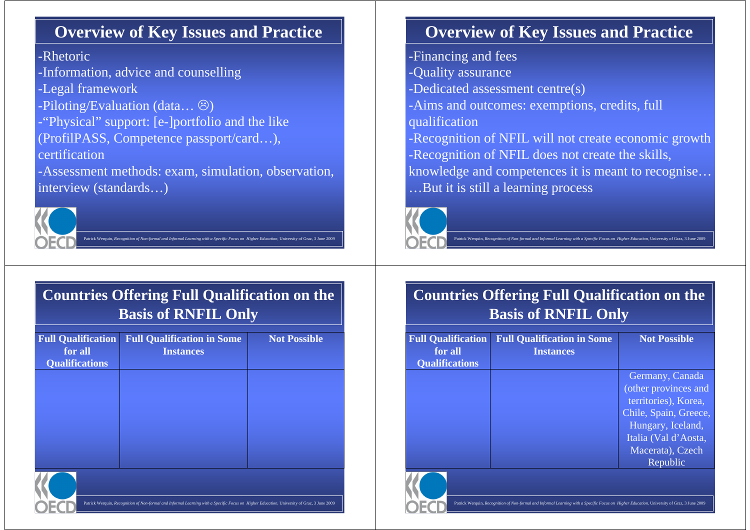## Overview of Key Issues and Practice

-Rhetoric
-Information, advice and counselling
-Legal framework
-Piloting/Evaluation (data… ☹)
-“Physical” support: [e-]portfolio and the like (ProfilPASS, Competence passport/card…), certification
-Assessment methods: exam, simulation, observation, interview (standards…)

## Overview of Key Issues and Practice

-Financing and fees
-Quality assurance
-Dedicated assessment centre(s)
-Aims and outcomes: exemptions, credits, full qualification
-Recognition of NFIL will not create economic growth
-Recognition of NFIL does not create the skills, knowledge and competences it is meant to recognise…
…But it is still a learning process

## Countries Offering Full Qualification on the Basis of RNFIL Only

| Full Qualification for all Qualifications | Full Qualification in Some Instances | Not Possible |
|---|---|---|
| | | |

## Countries Offering Full Qualification on the Basis of RNFIL Only

| Full Qualification for all Qualifications | Full Qualification in Some Instances | Not Possible |
|---|---|---|
| | | Germany, Canada (other provinces and territories), Korea, Chile, Spain, Greece, Hungary, Iceland, Italia (Val d’Aosta, Macerata), Czech Republic |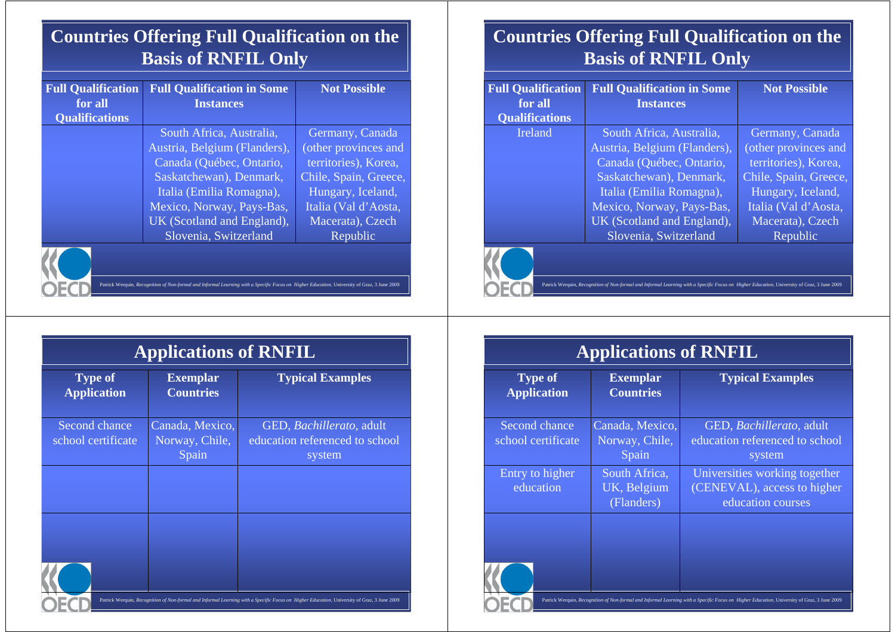## Countries Offering Full Qualification on the Basis of RNFIL Only

| Full Qualification for all Qualifications | Full Qualification in Some Instances | Not Possible |
| --- | --- | --- |
| | South Africa, Australia, Austria, Belgium (Flanders), Canada (Québec, Ontario, Saskatchewan), Denmark, Italia (Emilia Romagna), Mexico, Norway, Pays-Bas, UK (Scotland and England), Slovenia, Switzerland | Germany, Canada (other provinces and territories), Korea, Chile, Spain, Greece, Hungary, Iceland, Italia (Val d'Aosta, Macerata), Czech Republic |

## Countries Offering Full Qualification on the Basis of RNFIL Only

| Full Qualification for all Qualifications | Full Qualification in Some Instances | Not Possible |
| --- | --- | --- |
| Ireland | South Africa, Australia, Austria, Belgium (Flanders), Canada (Québec, Ontario, Saskatchewan), Denmark, Italia (Emilia Romagna), Mexico, Norway, Pays-Bas, UK (Scotland and England), Slovenia, Switzerland | Germany, Canada (other provinces and territories), Korea, Chile, Spain, Greece, Hungary, Iceland, Italia (Val d'Aosta, Macerata), Czech Republic |

## Applications of RNFIL

| Type of Application | Exemplar Countries | Typical Examples |
| --- | --- | --- |
| Second chance school certificate | Canada, Mexico, Norway, Chile, Spain | GED, *Bachillerato*, adult education referenced to school system |
| | | |
| | | |

## Applications of RNFIL

| Type of Application | Exemplar Countries | Typical Examples |
| --- | --- | --- |
| Second chance school certificate | Canada, Mexico, Norway, Chile, Spain | GED, *Bachillerato*, adult education referenced to school system |
| Entry to higher education | South Africa, UK, Belgium (Flanders) | Universities working together (CENEVAL), access to higher education courses |
| | | |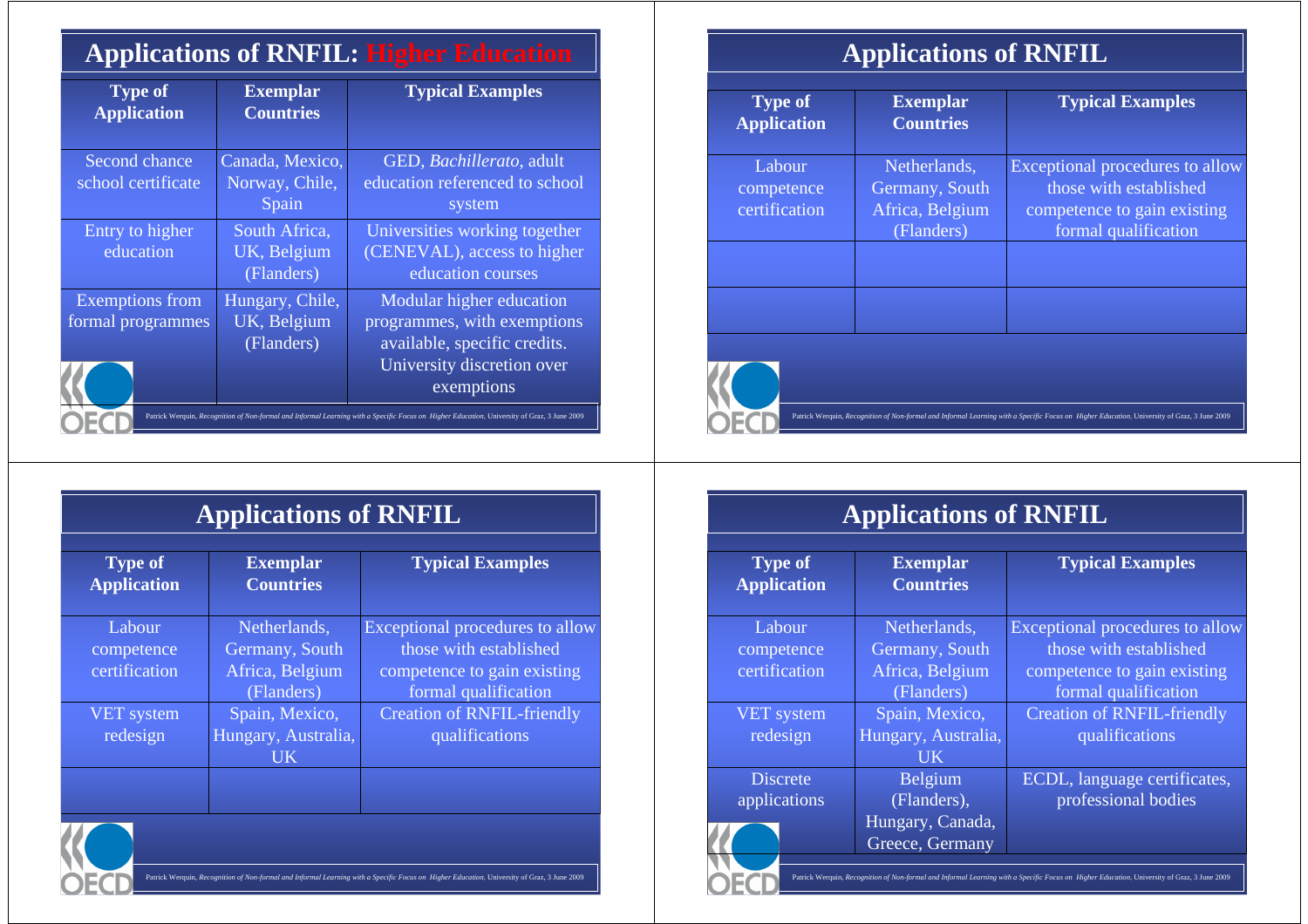# Applications of RNFIL: Higher Education

| Type of Application | Exemplar Countries | Typical Examples |
|---|---|---|
| Second chance school certificate | Canada, Mexico, Norway, Chile, Spain | GED, *Bachillerato*, adult education referenced to school system |
| Entry to higher education | South Africa, UK, Belgium (Flanders) | Universities working together (CENEVAL), access to higher education courses |
| Exemptions from formal programmes | Hungary, Chile, UK, Belgium (Flanders) | Modular higher education programmes, with exemptions available, specific credits. University discretion over exemptions |

Patrick Werquin, *Recognition of Non-formal and Informal Learning with a Specific Focus on Higher Education*, University of Graz, 3 June 2009

# Applications of RNFIL

| Type of Application | Exemplar Countries | Typical Examples |
|---|---|---|
| Labour competence certification | Netherlands, Germany, South Africa, Belgium (Flanders) | Exceptional procedures to allow those with established competence to gain existing formal qualification |
| | | |
| | | |

Patrick Werquin, *Recognition of Non-formal and Informal Learning with a Specific Focus on Higher Education*, University of Graz, 3 June 2009

# Applications of RNFIL

| Type of Application | Exemplar Countries | Typical Examples |
|---|---|---|
| Labour competence certification | Netherlands, Germany, South Africa, Belgium (Flanders) | Exceptional procedures to allow those with established competence to gain existing formal qualification |
| VET system redesign | Spain, Mexico, Hungary, Australia, UK | Creation of RNFIL-friendly qualifications |
| | | |

Patrick Werquin, *Recognition of Non-formal and Informal Learning with a Specific Focus on Higher Education*, University of Graz, 3 June 2009

# Applications of RNFIL

| Type of Application | Exemplar Countries | Typical Examples |
|---|---|---|
| Labour competence certification | Netherlands, Germany, South Africa, Belgium (Flanders) | Exceptional procedures to allow those with established competence to gain existing formal qualification |
| VET system redesign | Spain, Mexico, Hungary, Australia, UK | Creation of RNFIL-friendly qualifications |
| Discrete applications | Belgium (Flanders), Hungary, Canada, Greece, Germany | ECDL, language certificates, professional bodies |

Patrick Werquin, *Recognition of Non-formal and Informal Learning with a Specific Focus on Higher Education*, University of Graz, 3 June 2009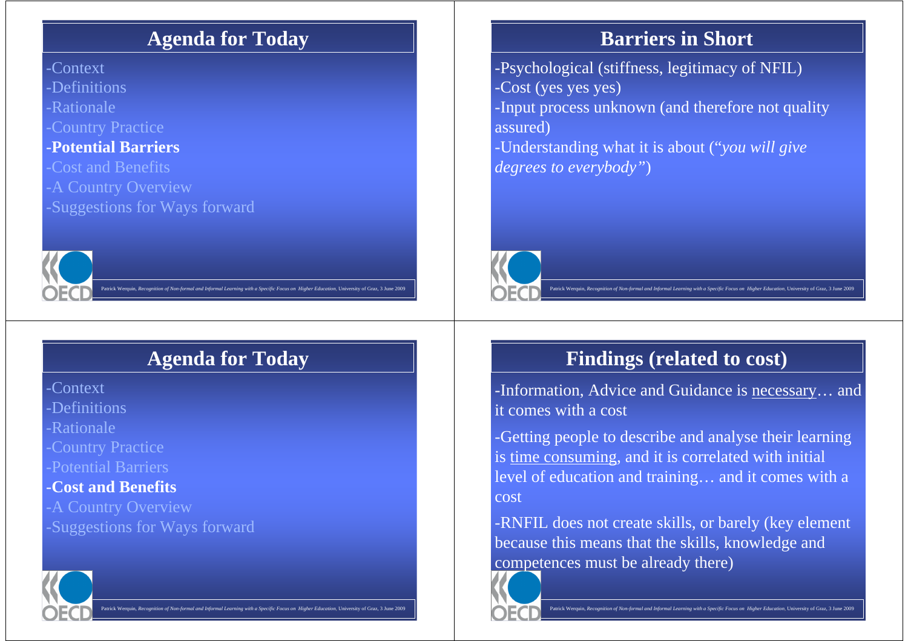## Agenda for Today

- Context
- Definitions
- Rationale
- Country Practice
- **Potential Barriers**
- Cost and Benefits
- A Country Overview
- Suggestions for Ways forward

## Barriers in Short

- Psychological (stiffness, legitimacy of NFIL)
- Cost (yes yes yes)
- Input process unknown (and therefore not quality assured)
- Understanding what it is about (*"you will give degrees to everybody"*)

## Agenda for Today

- Context
- Definitions
- Rationale
- Country Practice
- Potential Barriers
- **Cost and Benefits**
- A Country Overview
- Suggestions for Ways forward

## Findings (related to cost)

- Information, Advice and Guidance is <u>necessary</u>… and it comes with a cost
- Getting people to describe and analyse their learning is <u>time consuming</u>, and it is correlated with initial level of education and training… and it comes with a cost
- RNFIL does not create skills, or barely (key element because this means that the skills, knowledge and competences must be already there)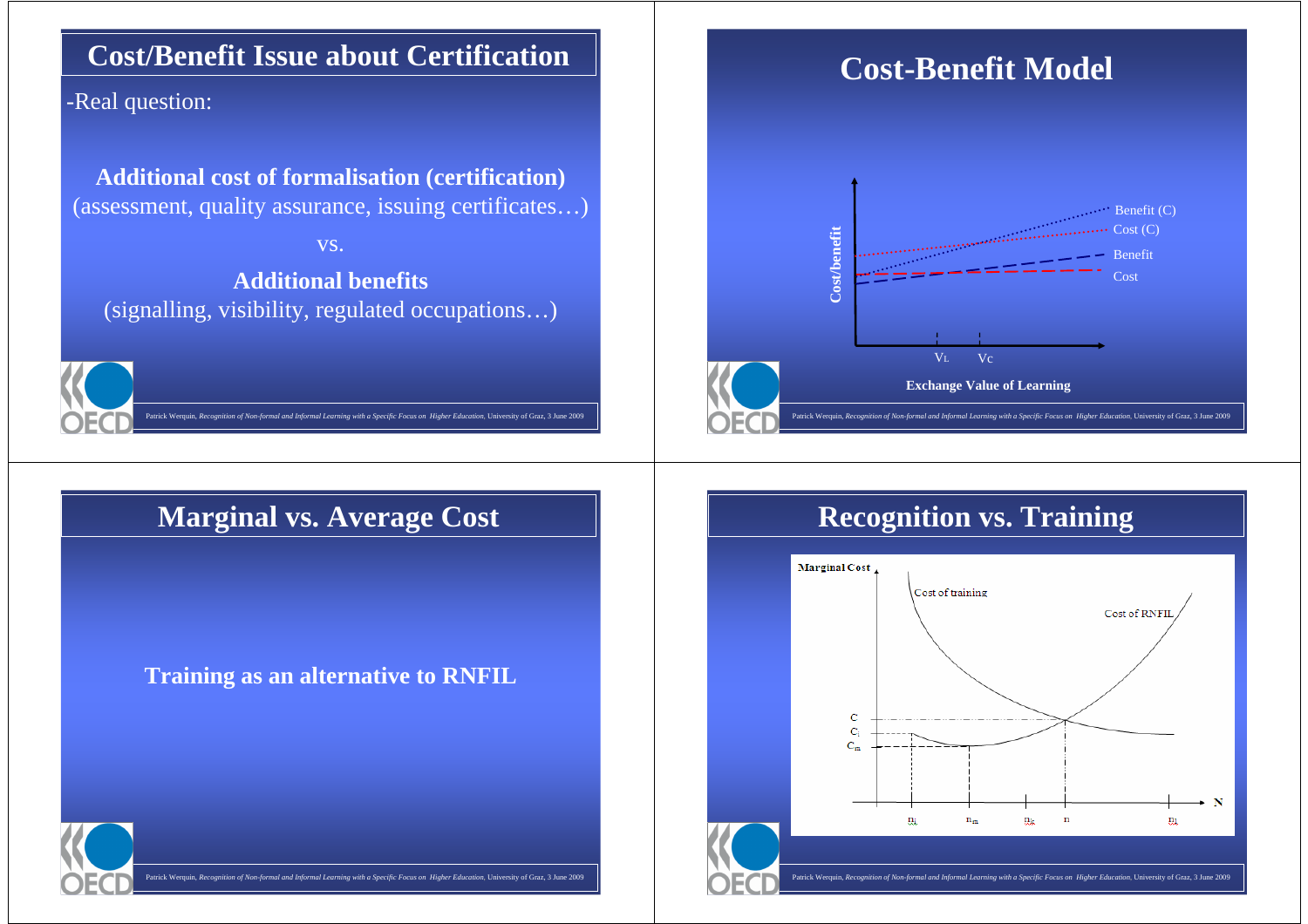## Cost/Benefit Issue about Certification

-Real question:

**Additional cost of formalisation (certification)**
(assessment, quality assurance, issuing certificates…)

vs.

**Additional benefits**
(signalling, visibility, regulated occupations…)

## Cost-Benefit Model

Cost/benefit

Benefit (C)
Cost (C)
Benefit
Cost

$V_L$ $V_C$

**Exchange Value of Learning**

## Marginal vs. Average Cost

**Training as an alternative to RNFIL**

## Recognition vs. Training

Marginal Cost

Cost of training

Cost of RNFIL

C
$C_i$
$C_m$

$n_i$ $n_m$ $n_c$ n $n_l$ N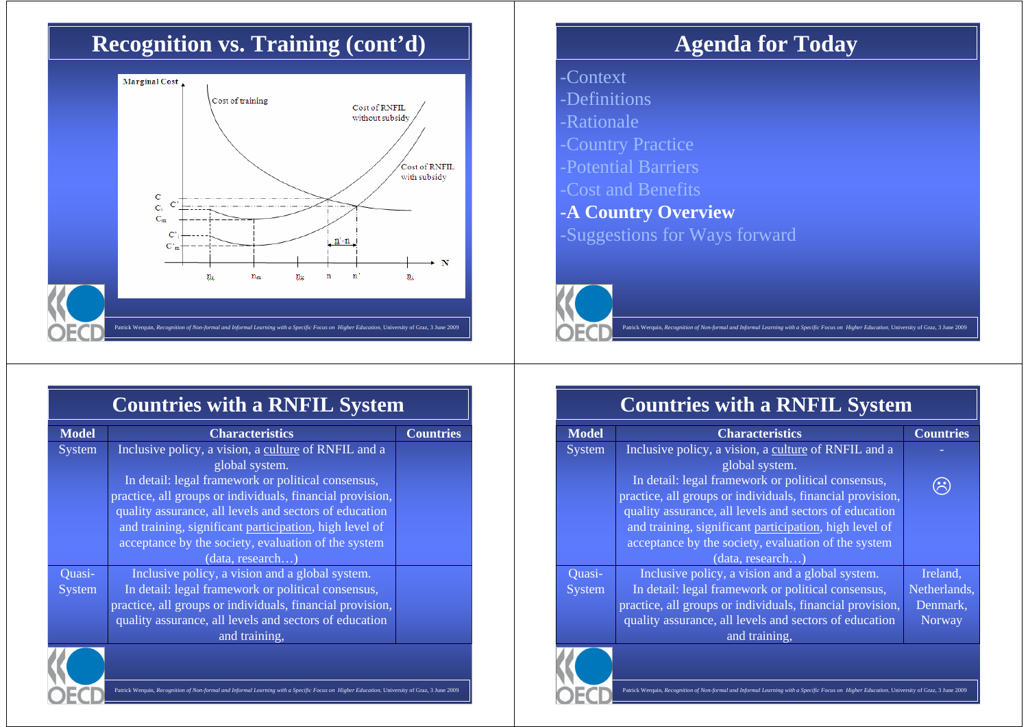# Recognition vs. Training (cont'd)

Marginal Cost

Cost of training

Cost of RNFIL without subsidy

Cost of RNFIL with subsidy

$C$, $C_i$, $C_m$, $C'$, $C'_i$, $C'_m$

$n'-n$

N

$n_i$, $n_m$, $n_f$, $n$, $n'$, $n_i$

# Agenda for Today

- Context
- Definitions
- Rationale
- Country Practice
- Potential Barriers
- Cost and Benefits
- **A Country Overview**
- Suggestions for Ways forward

# Countries with a RNFIL System

| Model | Characteristics | Countries |
|---|---|---|
| System | Inclusive policy, a vision, a culture of RNFIL and a global system. In detail: legal framework or political consensus, practice, all groups or individuals, financial provision, quality assurance, all levels and sectors of education and training, significant participation, high level of acceptance by the society, evaluation of the system (data, research…) | |
| Quasi-System | Inclusive policy, a vision and a global system. In detail: legal framework or political consensus, practice, all groups or individuals, financial provision, quality assurance, all levels and sectors of education and training, | |

# Countries with a RNFIL System

| Model | Characteristics | Countries |
|---|---|---|
| System | Inclusive policy, a vision, a culture of RNFIL and a global system. In detail: legal framework or political consensus, practice, all groups or individuals, financial provision, quality assurance, all levels and sectors of education and training, significant participation, high level of acceptance by the society, evaluation of the system (data, research…) | - ☹ |
| Quasi-System | Inclusive policy, a vision and a global system. In detail: legal framework or political consensus, practice, all groups or individuals, financial provision, quality assurance, all levels and sectors of education and training, | Ireland, Netherlands, Denmark, Norway |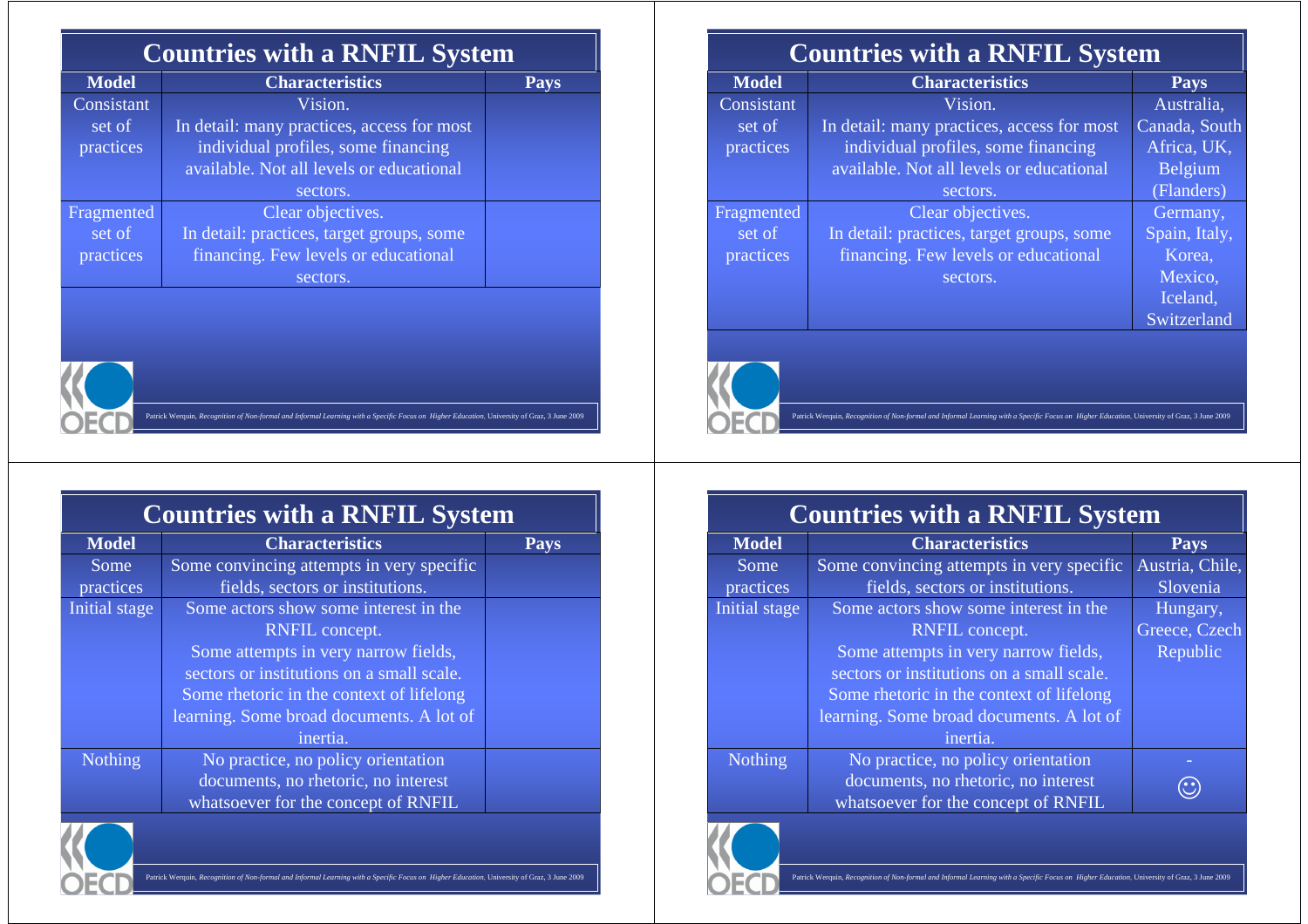## Countries with a RNFIL System

| Model | Characteristics | Pays |
|---|---|---|
| Consistant set of practices | Vision. In detail: many practices, access for most individual profiles, some financing available. Not all levels or educational sectors. | |
| Fragmented set of practices | Clear objectives. In detail: practices, target groups, some financing. Few levels or educational sectors. | |

## Countries with a RNFIL System

| Model | Characteristics | Pays |
|---|---|---|
| Consistant set of practices | Vision. In detail: many practices, access for most individual profiles, some financing available. Not all levels or educational sectors. | Australia, Canada, South Africa, UK, Belgium (Flanders) |
| Fragmented set of practices | Clear objectives. In detail: practices, target groups, some financing. Few levels or educational sectors. | Germany, Spain, Italy, Korea, Mexico, Iceland, Switzerland |

## Countries with a RNFIL System

| Model | Characteristics | Pays |
|---|---|---|
| Some practices | Some convincing attempts in very specific fields, sectors or institutions. | |
| Initial stage | Some actors show some interest in the RNFIL concept. Some attempts in very narrow fields, sectors or institutions on a small scale. Some rhetoric in the context of lifelong learning. Some broad documents. A lot of inertia. | |
| Nothing | No practice, no policy orientation documents, no rhetoric, no interest whatsoever for the concept of RNFIL | |

## Countries with a RNFIL System

| Model | Characteristics | Pays |
|---|---|---|
| Some practices | Some convincing attempts in very specific fields, sectors or institutions. | Austria, Chile, Slovenia |
| Initial stage | Some actors show some interest in the RNFIL concept. Some attempts in very narrow fields, sectors or institutions on a small scale. Some rhetoric in the context of lifelong learning. Some broad documents. A lot of inertia. | Hungary, Greece, Czech Republic |
| Nothing | No practice, no policy orientation documents, no rhetoric, no interest whatsoever for the concept of RNFIL | - ☺ |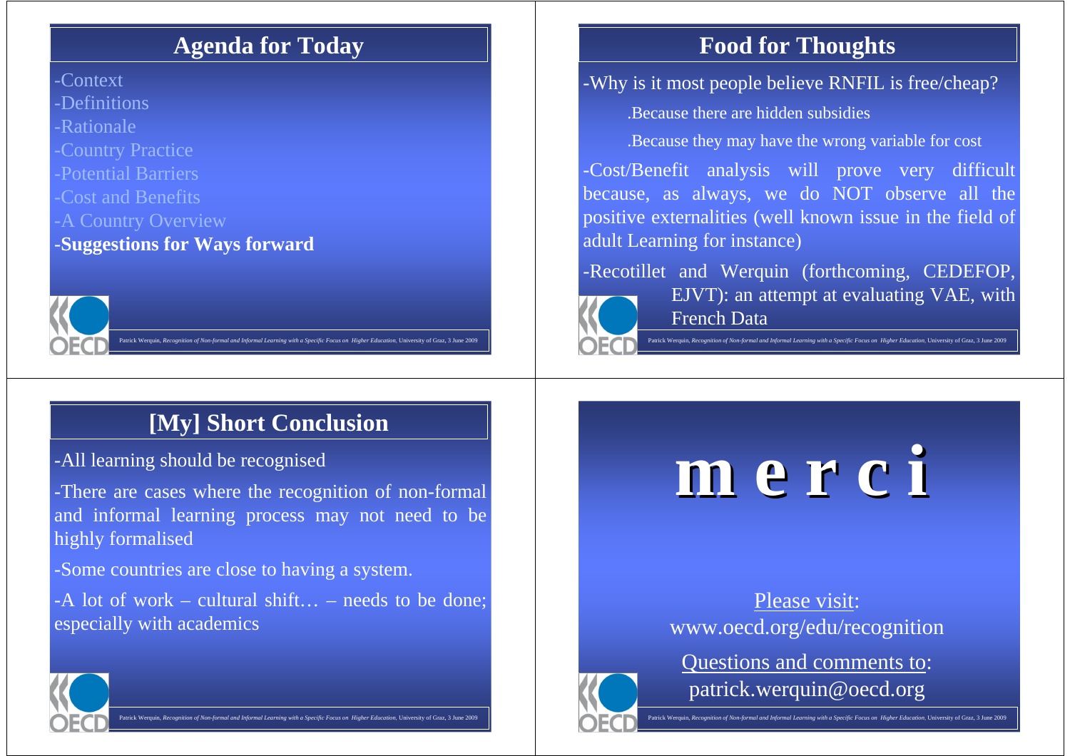## Agenda for Today

- -Context
- -Definitions
- -Rationale
- -Country Practice
- -Potential Barriers
- -Cost and Benefits
- -A Country Overview
- -**Suggestions for Ways forward**

## Food for Thoughts

-Why is it most people believe RNFIL is free/cheap?

.Because there are hidden subsidies

.Because they may have the wrong variable for cost

-Cost/Benefit analysis will prove very difficult because, as always, we do NOT observe all the positive externalities (well known issue in the field of adult Learning for instance)

-Recotillet and Werquin (forthcoming, CEDEFOP, EJVT): an attempt at evaluating VAE, with French Data

## [My] Short Conclusion

-All learning should be recognised

-There are cases where the recognition of non-formal and informal learning process may not need to be highly formalised

-Some countries are close to having a system.

-A lot of work – cultural shift… – needs to be done; especially with academics

# m e r c i

Please visit:
www.oecd.org/edu/recognition

Questions and comments to:
patrick.werquin@oecd.org